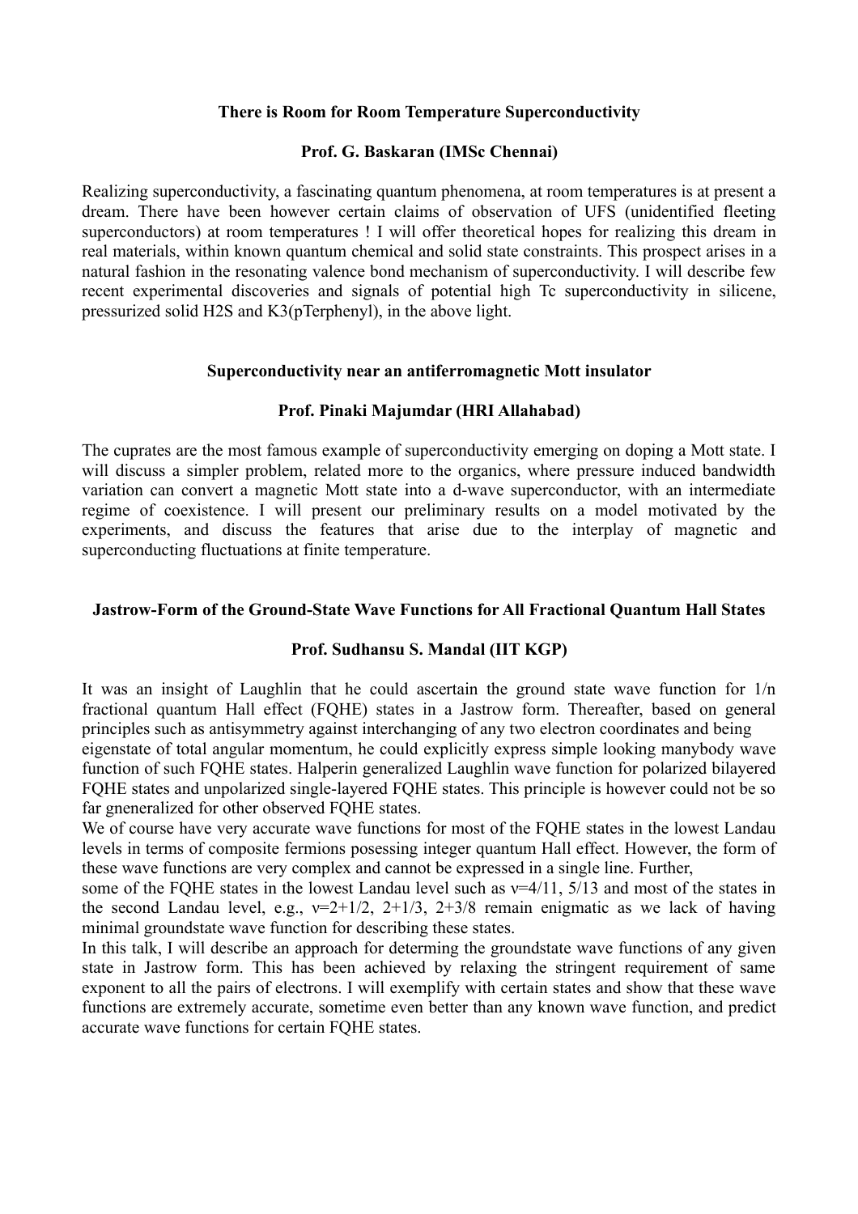### There is Room for Room Temperature Superconductivity

**Prof. G. Baskaran (IMSc Chennai)**

Realizing superconductivity, a fascinating quantum phenomena, at room temperatures is at present a dream. There have been however certain claims of observation of UFS (unidentified fleeting superconductors) at room temperatures ! I will offer theoretical hopes for realizing this dream in real materials, within known quantum chemical and solid state constraints. This prospect arises in a natural fashion in the resonating valence bond mechanism of superconductivity. I will describe few recent experimental discoveries and signals of potential high Tc superconductivity in silicene, pressurized solid $H_2S$ and $K_3$(pTerphenyl), in the above light.

### Superconductivity near an antiferromagnetic Mott insulator

**Prof. Pinaki Majumdar (HRI Allahabad)**

The cuprates are the most famous example of superconductivity emerging on doping a Mott state. I will discuss a simpler problem, related more to the organics, where pressure induced bandwidth variation can convert a magnetic Mott state into a d-wave superconductor, with an intermediate regime of coexistence. I will present our preliminary results on a model motivated by the experiments, and discuss the features that arise due to the interplay of magnetic and superconducting fluctuations at finite temperature.

### Jastrow-Form of the Ground-State Wave Functions for All Fractional Quantum Hall States

**Prof. Sudhansu S. Mandal (IIT KGP)**

It was an insight of Laughlin that he could ascertain the ground state wave function for 1/n fractional quantum Hall effect (FQHE) states in a Jastrow form. Thereafter, based on general principles such as antisymmetry against interchanging of any two electron coordinates and being eigenstate of total angular momentum, he could explicitly express simple looking manybody wave function of such FQHE states. Halperin generalized Laughlin wave function for polarized bilayered FQHE states and unpolarized single-layered FQHE states. This principle is however could not be so far gneneralized for other observed FQHE states.

We of course have very accurate wave functions for most of the FQHE states in the lowest Landau levels in terms of composite fermions posessing integer quantum Hall effect. However, the form of these wave functions are very complex and cannot be expressed in a single line. Further, some of the FQHE states in the lowest Landau level such as $\nu=4/11$, $5/13$ and most of the states in the second Landau level, e.g., $\nu=2+1/2$, $2+1/3$, $2+3/8$ remain enigmatic as we lack of having minimal groundstate wave function for describing these states.

In this talk, I will describe an approach for determing the groundstate wave functions of any given state in Jastrow form. This has been achieved by relaxing the stringent requirement of same exponent to all the pairs of electrons. I will exemplify with certain states and show that these wave functions are extremely accurate, sometime even better than any known wave function, and predict accurate wave functions for certain FQHE states.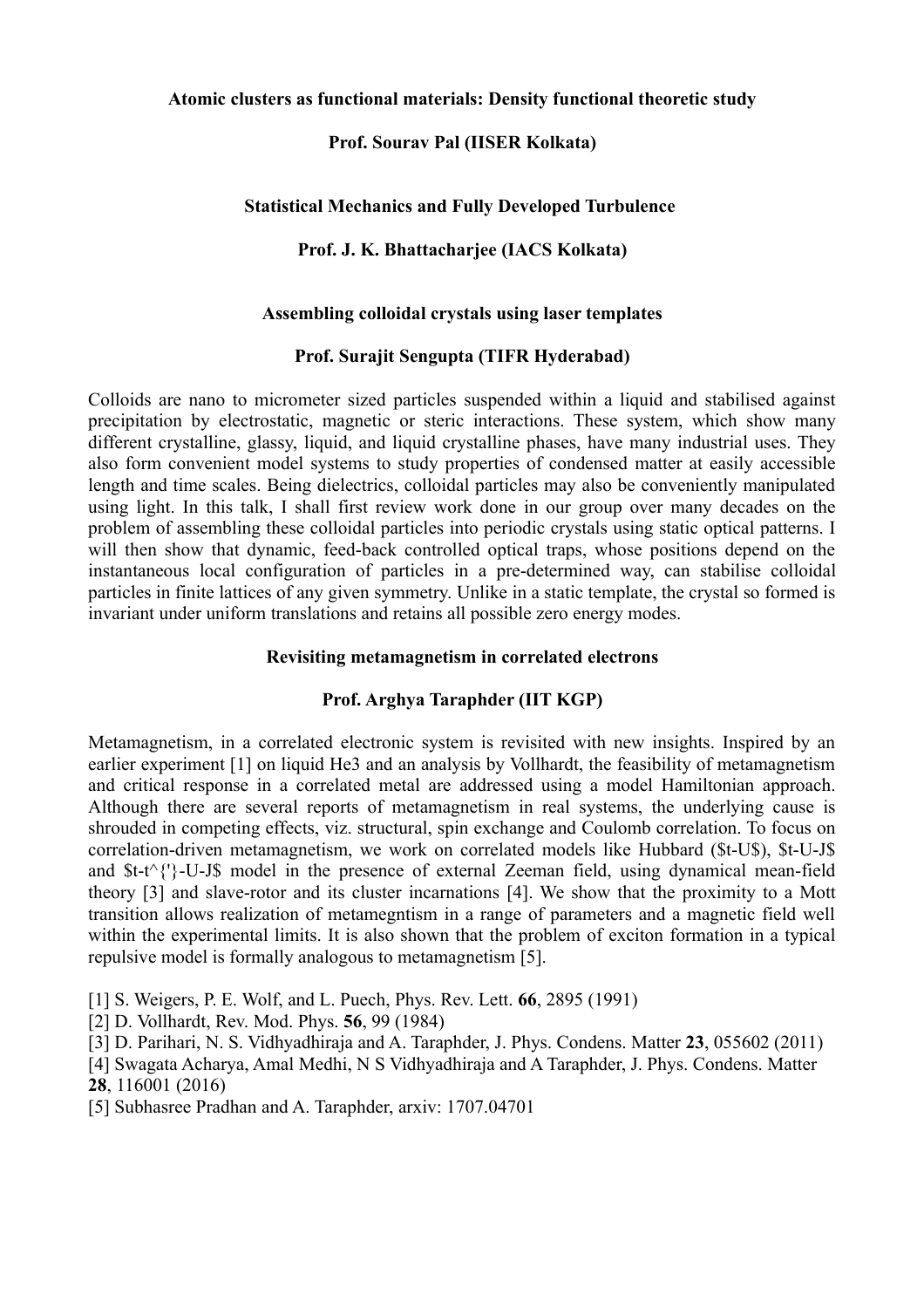**Atomic clusters as functional materials: Density functional theoretic study**

**Prof. Sourav Pal (IISER Kolkata)**

**Statistical Mechanics and Fully Developed Turbulence**

**Prof. J. K. Bhattacharjee (IACS Kolkata)**

**Assembling colloidal crystals using laser templates**

**Prof. Surajit Sengupta (TIFR Hyderabad)**

Colloids are nano to micrometer sized particles suspended within a liquid and stabilised against precipitation by electrostatic, magnetic or steric interactions. These system, which show many different crystalline, glassy, liquid, and liquid crystalline phases, have many industrial uses. They also form convenient model systems to study properties of condensed matter at easily accessible length and time scales. Being dielectrics, colloidal particles may also be conveniently manipulated using light. In this talk, I shall first review work done in our group over many decades on the problem of assembling these colloidal particles into periodic crystals using static optical patterns. I will then show that dynamic, feed-back controlled optical traps, whose positions depend on the instantaneous local configuration of particles in a pre-determined way, can stabilise colloidal particles in finite lattices of any given symmetry. Unlike in a static template, the crystal so formed is invariant under uniform translations and retains all possible zero energy modes.

**Revisiting metamagnetism in correlated electrons**

**Prof. Arghya Taraphder (IIT KGP)**

Metamagnetism, in a correlated electronic system is revisited with new insights. Inspired by an earlier experiment [1] on liquid He3 and an analysis by Vollhardt, the feasibility of metamagnetism and critical response in a correlated metal are addressed using a model Hamiltonian approach. Although there are several reports of metamagnetism in real systems, the underlying cause is shrouded in competing effects, viz. structural, spin exchange and Coulomb correlation. To focus on correlation-driven metamagnetism, we work on correlated models like Hubbard ($t$-$U$), $t$-$U$-$J$ and $t$-$t'$-$U$-$J$ model in the presence of external Zeeman field, using dynamical mean-field theory [3] and slave-rotor and its cluster incarnations [4]. We show that the proximity to a Mott transition allows realization of metamegntism in a range of parameters and a magnetic field well within the experimental limits. It is also shown that the problem of exciton formation in a typical repulsive model is formally analogous to metamagnetism [5].

[1] S. Weigers, P. E. Wolf, and L. Puech, Phys. Rev. Lett. **66**, 2895 (1991)
[2] D. Vollhardt, Rev. Mod. Phys. **56**, 99 (1984)
[3] D. Parihari, N. S. Vidhyadhiraja and A. Taraphder, J. Phys. Condens. Matter **23**, 055602 (2011)
[4] Swagata Acharya, Amal Medhi, N S Vidhyadhiraja and A Taraphder, J. Phys. Condens. Matter **28**, 116001 (2016)
[5] Subhasree Pradhan and A. Taraphder, arxiv: 1707.04701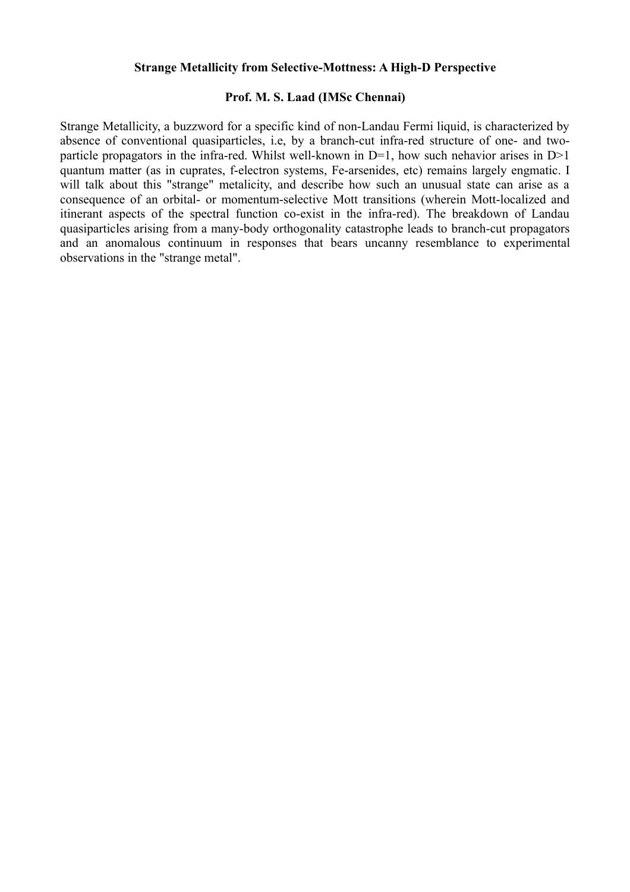**Strange Metallicity from Selective-Mottness: A High-D Perspective**

**Prof. M. S. Laad (IMSc Chennai)**

Strange Metallicity, a buzzword for a specific kind of non-Landau Fermi liquid, is characterized by absence of conventional quasiparticles, i.e, by a branch-cut infra-red structure of one- and two-particle propagators in the infra-red. Whilst well-known in D=1, how such nehavior arises in D>1 quantum matter (as in cuprates, f-electron systems, Fe-arsenides, etc) remains largely engmatic. I will talk about this "strange" metalicity, and describe how such an unusual state can arise as a consequence of an orbital- or momentum-selective Mott transitions (wherein Mott-localized and itinerant aspects of the spectral function co-exist in the infra-red). The breakdown of Landau quasiparticles arising from a many-body orthogonality catastrophe leads to branch-cut propagators and an anomalous continuum in responses that bears uncanny resemblance to experimental observations in the "strange metal".